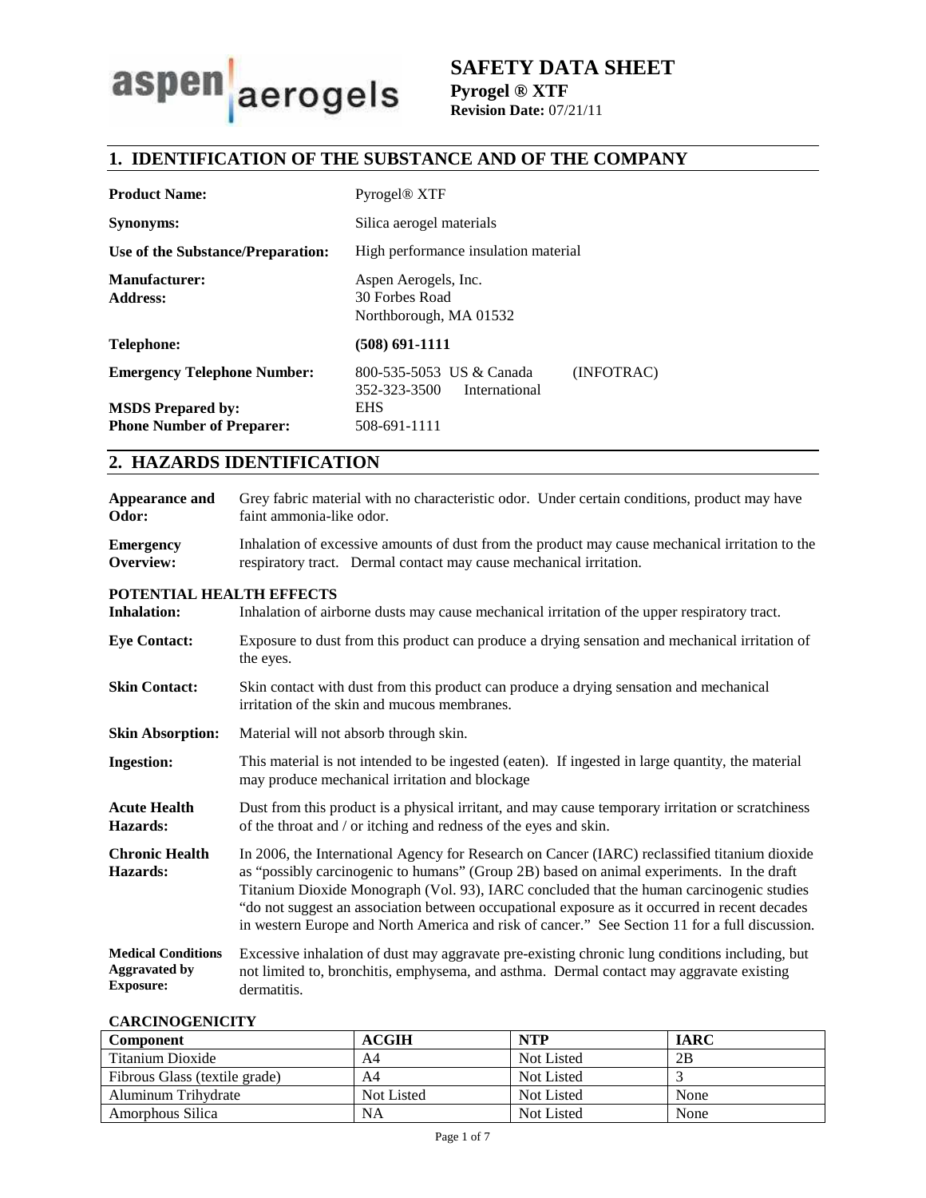aspen aerogels

# SAFETY DATA SHEET

**Pyrogel ® XTF**
**Revision Date:** 07/21/11

## 1. IDENTIFICATION OF THE SUBSTANCE AND OF THE COMPANY

| | |
|---|---|
| **Product Name:** | Pyrogel® XTF |
| **Synonyms:** | Silica aerogel materials |
| **Use of the Substance/Preparation:** | High performance insulation material |
| **Manufacturer:** **Address:** | Aspen Aerogels, Inc. 30 Forbes Road Northborough, MA 01532 |
| **Telephone:** | **(508) 691-1111** |
| **Emergency Telephone Number:** | 800-535-5053 US & Canada (INFOTRAC) 352-323-3500 International |
| **MSDS Prepared by:** | EHS |
| **Phone Number of Preparer:** | 508-691-1111 |

## 2. HAZARDS IDENTIFICATION

**Appearance and Odor:** Grey fabric material with no characteristic odor. Under certain conditions, product may have faint ammonia-like odor.

**Emergency Overview:** Inhalation of excessive amounts of dust from the product may cause mechanical irritation to the respiratory tract. Dermal contact may cause mechanical irritation.

### POTENTIAL HEALTH EFFECTS

**Inhalation:** Inhalation of airborne dusts may cause mechanical irritation of the upper respiratory tract.

**Eye Contact:** Exposure to dust from this product can produce a drying sensation and mechanical irritation of the eyes.

**Skin Contact:** Skin contact with dust from this product can produce a drying sensation and mechanical irritation of the skin and mucous membranes.

**Skin Absorption:** Material will not absorb through skin.

**Ingestion:** This material is not intended to be ingested (eaten). If ingested in large quantity, the material may produce mechanical irritation and blockage

**Acute Health Hazards:** Dust from this product is a physical irritant, and may cause temporary irritation or scratchiness of the throat and / or itching and redness of the eyes and skin.

**Chronic Health Hazards:** In 2006, the International Agency for Research on Cancer (IARC) reclassified titanium dioxide as "possibly carcinogenic to humans" (Group 2B) based on animal experiments. In the draft Titanium Dioxide Monograph (Vol. 93), IARC concluded that the human carcinogenic studies "do not suggest an association between occupational exposure as it occurred in recent decades in western Europe and North America and risk of cancer." See Section 11 for a full discussion.

**Medical Conditions Aggravated by Exposure:** Excessive inhalation of dust may aggravate pre-existing chronic lung conditions including, but not limited to, bronchitis, emphysema, and asthma. Dermal contact may aggravate existing dermatitis.

### CARCINOGENICITY

| Component | ACGIH | NTP | IARC |
|---|---|---|---|
| Titanium Dioxide | A4 | Not Listed | 2B |
| Fibrous Glass (textile grade) | A4 | Not Listed | 3 |
| Aluminum Trihydrate | Not Listed | Not Listed | None |
| Amorphous Silica | NA | Not Listed | None |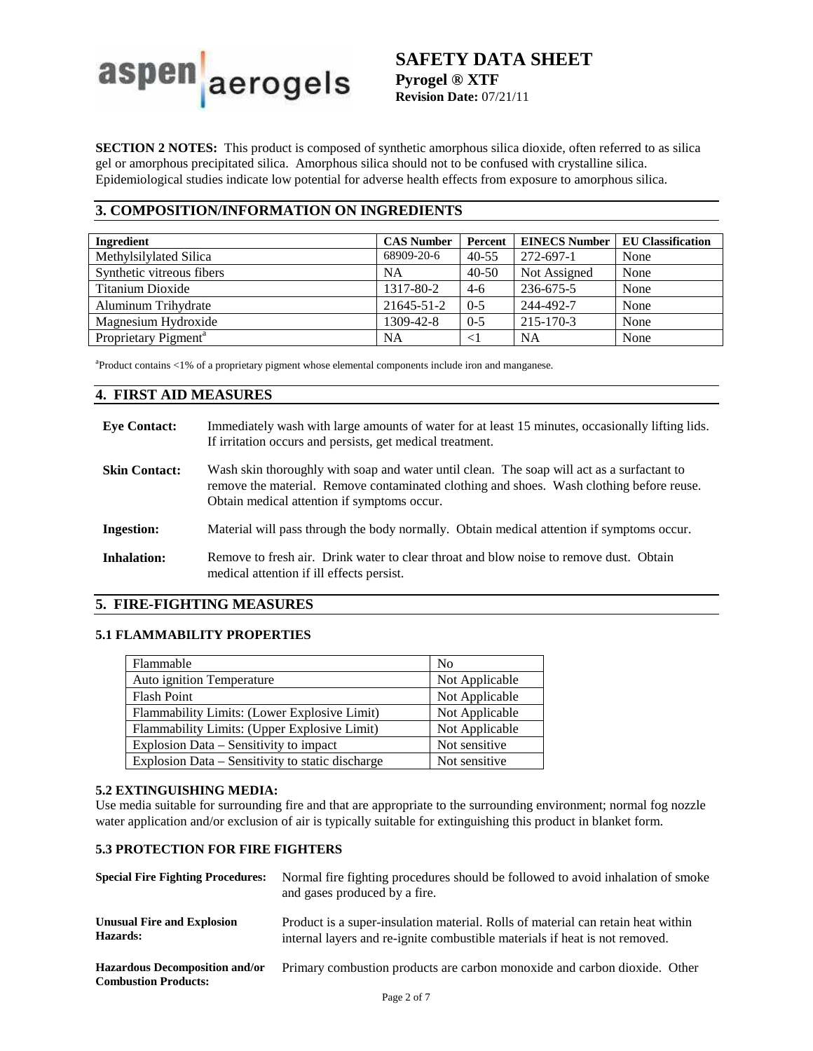**SECTION 2 NOTES:** This product is composed of synthetic amorphous silica dioxide, often referred to as silica gel or amorphous precipitated silica. Amorphous silica should not to be confused with crystalline silica. Epidemiological studies indicate low potential for adverse health effects from exposure to amorphous silica.

## 3. COMPOSITION/INFORMATION ON INGREDIENTS

| Ingredient | CAS Number | Percent | EINECS Number | EU Classification |
|---|---|---|---|---|
| Methylsilylated Silica | 68909-20-6 | 40-55 | 272-697-1 | None |
| Synthetic vitreous fibers | NA | 40-50 | Not Assigned | None |
| Titanium Dioxide | 1317-80-2 | 4-6 | 236-675-5 | None |
| Aluminum Trihydrate | 21645-51-2 | 0-5 | 244-492-7 | None |
| Magnesium Hydroxide | 1309-42-8 | 0-5 | 215-170-3 | None |
| Proprietary Pigment[a] | NA | <1 | NA | None |

[a]Product contains <1% of a proprietary pigment whose elemental components include iron and manganese.

## 4. FIRST AID MEASURES

**Eye Contact:** Immediately wash with large amounts of water for at least 15 minutes, occasionally lifting lids. If irritation occurs and persists, get medical treatment.

**Skin Contact:** Wash skin thoroughly with soap and water until clean. The soap will act as a surfactant to remove the material. Remove contaminated clothing and shoes. Wash clothing before reuse. Obtain medical attention if symptoms occur.

**Ingestion:** Material will pass through the body normally. Obtain medical attention if symptoms occur.

**Inhalation:** Remove to fresh air. Drink water to clear throat and blow noise to remove dust. Obtain medical attention if ill effects persist.

## 5. FIRE-FIGHTING MEASURES

### 5.1 FLAMMABILITY PROPERTIES

| Flammable | No |
|---|---|
| Auto ignition Temperature | Not Applicable |
| Flash Point | Not Applicable |
| Flammability Limits: (Lower Explosive Limit) | Not Applicable |
| Flammability Limits: (Upper Explosive Limit) | Not Applicable |
| Explosion Data – Sensitivity to impact | Not sensitive |
| Explosion Data – Sensitivity to static discharge | Not sensitive |

### 5.2 EXTINGUISHING MEDIA:

Use media suitable for surrounding fire and that are appropriate to the surrounding environment; normal fog nozzle water application and/or exclusion of air is typically suitable for extinguishing this product in blanket form.

### 5.3 PROTECTION FOR FIRE FIGHTERS

**Special Fire Fighting Procedures:** Normal fire fighting procedures should be followed to avoid inhalation of smoke and gases produced by a fire.

**Unusual Fire and Explosion Hazards:** Product is a super-insulation material. Rolls of material can retain heat within internal layers and re-ignite combustible materials if heat is not removed.

**Hazardous Decomposition and/or Combustion Products:** Primary combustion products are carbon monoxide and carbon dioxide. Other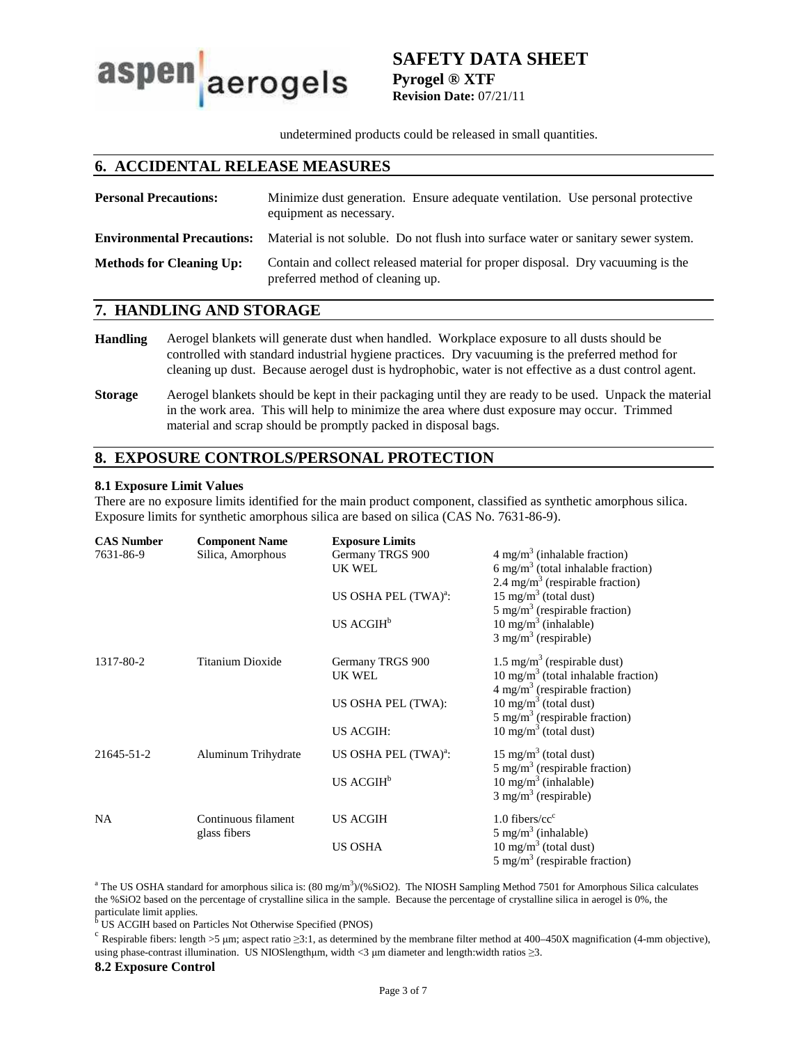undetermined products could be released in small quantities.

## 6. ACCIDENTAL RELEASE MEASURES

**Personal Precautions:** Minimize dust generation. Ensure adequate ventilation. Use personal protective equipment as necessary.

**Environmental Precautions:** Material is not soluble. Do not flush into surface water or sanitary sewer system.

**Methods for Cleaning Up:** Contain and collect released material for proper disposal. Dry vacuuming is the preferred method of cleaning up.

## 7. HANDLING AND STORAGE

**Handling** Aerogel blankets will generate dust when handled. Workplace exposure to all dusts should be controlled with standard industrial hygiene practices. Dry vacuuming is the preferred method for cleaning up dust. Because aerogel dust is hydrophobic, water is not effective as a dust control agent.

**Storage** Aerogel blankets should be kept in their packaging until they are ready to be used. Unpack the material in the work area. This will help to minimize the area where dust exposure may occur. Trimmed material and scrap should be promptly packed in disposal bags.

## 8. EXPOSURE CONTROLS/PERSONAL PROTECTION

### 8.1 Exposure Limit Values

There are no exposure limits identified for the main product component, classified as synthetic amorphous silica. Exposure limits for synthetic amorphous silica are based on silica (CAS No. 7631-86-9).

| CAS Number | Component Name | Exposure Limits | |
|---|---|---|---|
| 7631-86-9 | Silica, Amorphous | Germany TRGS 900 | 4 mg/m$^3$ (inhalable fraction) |
| | | UK WEL | 6 mg/m$^3$ (total inhalable fraction)<br>2.4 mg/m$^3$ (respirable fraction) |
| | | US OSHA PEL (TWA)[a]: | 15 mg/m$^3$ (total dust)<br>5 mg/m$^3$ (respirable fraction) |
| | | US ACGIH[b] | 10 mg/m$^3$ (inhalable)<br>3 mg/m$^3$ (respirable) |
| 1317-80-2 | Titanium Dioxide | Germany TRGS 900 | 1.5 mg/m$^3$ (respirable dust) |
| | | UK WEL | 10 mg/m$^3$ (total inhalable fraction)<br>4 mg/m$^3$ (respirable fraction) |
| | | US OSHA PEL (TWA): | 10 mg/m$^3$ (total dust)<br>5 mg/m$^3$ (respirable fraction) |
| | | US ACGIH: | 10 mg/m$^3$ (total dust) |
| 21645-51-2 | Aluminum Trihydrate | US OSHA PEL (TWA)[a]: | 15 mg/m$^3$ (total dust)<br>5 mg/m$^3$ (respirable fraction) |
| | | US ACGIH[b] | 10 mg/m$^3$ (inhalable)<br>3 mg/m$^3$ (respirable) |
| NA | Continuous filament glass fibers | US ACGIH | 1.0 fibers/cc[c]<br>5 mg/m$^3$ (inhalable) |
| | | US OSHA | 10 mg/m$^3$ (total dust)<br>5 mg/m$^3$ (respirable fraction) |

[a] The US OSHA standard for amorphous silica is: (80 mg/m$^3$)/(%SiO2). The NIOSH Sampling Method 7501 for Amorphous Silica calculates the %SiO2 based on the percentage of crystalline silica in the sample. Because the percentage of crystalline silica in aerogel is 0%, the particulate limit applies.

[b] US ACGIH based on Particles Not Otherwise Specified (PNOS)

[c] Respirable fibers: length >5 μm; aspect ratio ≥3:1, as determined by the membrane filter method at 400–450X magnification (4-mm objective), using phase-contrast illumination. US NIOSlengthμm, width <3 μm diameter and length:width ratios ≥3.

### 8.2 Exposure Control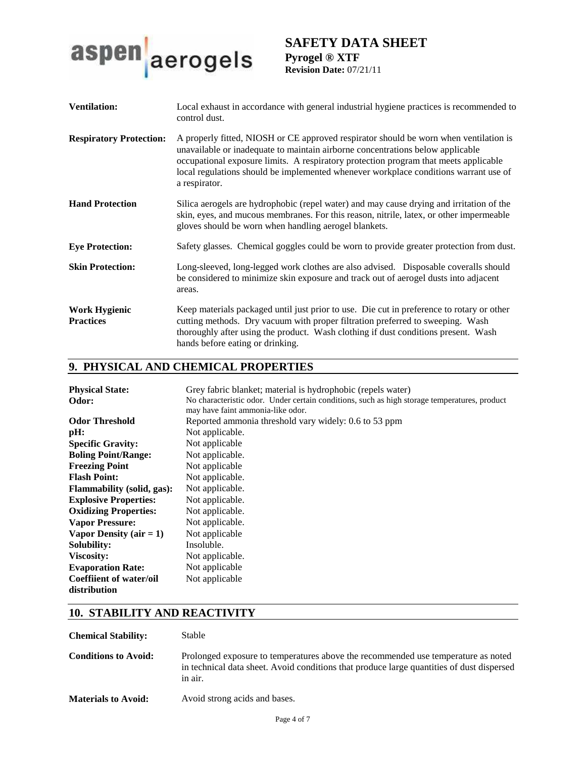| | |
|---|---|
| **Ventilation:** | Local exhaust in accordance with general industrial hygiene practices is recommended to control dust. |
| **Respiratory Protection:** | A properly fitted, NIOSH or CE approved respirator should be worn when ventilation is unavailable or inadequate to maintain airborne concentrations below applicable occupational exposure limits. A respiratory protection program that meets applicable local regulations should be implemented whenever workplace conditions warrant use of a respirator. |
| **Hand Protection** | Silica aerogels are hydrophobic (repel water) and may cause drying and irritation of the skin, eyes, and mucous membranes. For this reason, nitrile, latex, or other impermeable gloves should be worn when handling aerogel blankets. |
| **Eye Protection:** | Safety glasses. Chemical goggles could be worn to provide greater protection from dust. |
| **Skin Protection:** | Long-sleeved, long-legged work clothes are also advised. Disposable coveralls should be considered to minimize skin exposure and track out of aerogel dusts into adjacent areas. |
| **Work Hygienic Practices** | Keep materials packaged until just prior to use. Die cut in preference to rotary or other cutting methods. Dry vacuum with proper filtration preferred to sweeping. Wash thoroughly after using the product. Wash clothing if dust conditions present. Wash hands before eating or drinking. |

## 9. PHYSICAL AND CHEMICAL PROPERTIES

| | |
|---|---|
| **Physical State:** | Grey fabric blanket; material is hydrophobic (repels water) |
| **Odor:** | No characteristic odor. Under certain conditions, such as high storage temperatures, product may have faint ammonia-like odor. |
| **Odor Threshold** | Reported ammonia threshold vary widely: 0.6 to 53 ppm |
| **pH:** | Not applicable. |
| **Specific Gravity:** | Not applicable |
| **Boling Point/Range:** | Not applicable. |
| **Freezing Point** | Not applicable |
| **Flash Point:** | Not applicable. |
| **Flammability (solid, gas):** | Not applicable. |
| **Explosive Properties:** | Not applicable. |
| **Oxidizing Properties:** | Not applicable. |
| **Vapor Pressure:** | Not applicable. |
| **Vapor Density (air = 1)** | Not applicable |
| **Solubility:** | Insoluble. |
| **Viscosity:** | Not applicable. |
| **Evaporation Rate:** | Not applicable |
| **Coeffiient of water/oil distribution** | Not applicable |

## 10. STABILITY AND REACTIVITY

| | |
|---|---|
| **Chemical Stability:** | Stable |
| **Conditions to Avoid:** | Prolonged exposure to temperatures above the recommended use temperature as noted in technical data sheet. Avoid conditions that produce large quantities of dust dispersed in air. |
| **Materials to Avoid:** | Avoid strong acids and bases. |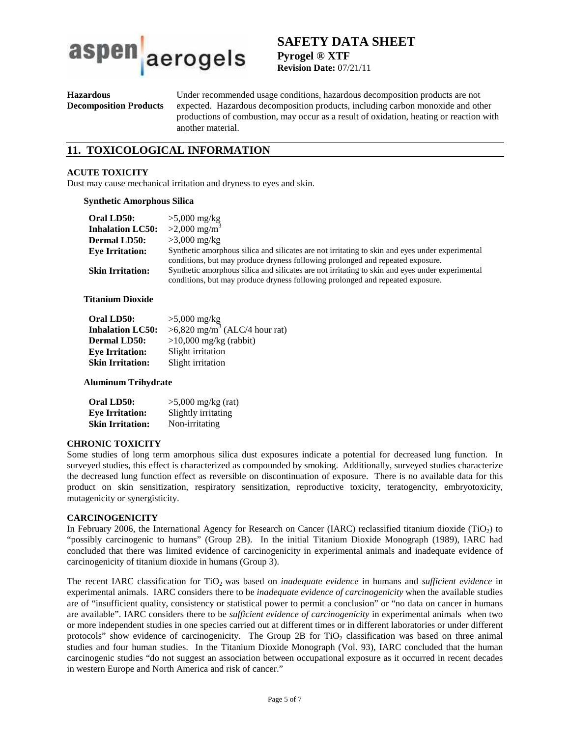| | |
|---|---|
| **Hazardous Decomposition Products** | Under recommended usage conditions, hazardous decomposition products are not expected. Hazardous decomposition products, including carbon monoxide and other productions of combustion, may occur as a result of oxidation, heating or reaction with another material. |

## 11. TOXICOLOGICAL INFORMATION

### ACUTE TOXICITY

Dust may cause mechanical irritation and dryness to eyes and skin.

**Synthetic Amorphous Silica**

| | |
|---|---|
| **Oral LD50:** | >5,000 mg/kg |
| **Inhalation LC50:** | >2,000 mg/m$^3$ |
| **Dermal LD50:** | >3,000 mg/kg |
| **Eye Irritation:** | Synthetic amorphous silica and silicates are not irritating to skin and eyes under experimental conditions, but may produce dryness following prolonged and repeated exposure. |
| **Skin Irritation:** | Synthetic amorphous silica and silicates are not irritating to skin and eyes under experimental conditions, but may produce dryness following prolonged and repeated exposure. |

**Titanium Dioxide**

| | |
|---|---|
| **Oral LD50:** | >5,000 mg/kg |
| **Inhalation LC50:** | >6,820 mg/m$^3$ (ALC/4 hour rat) |
| **Dermal LD50:** | >10,000 mg/kg (rabbit) |
| **Eye Irritation:** | Slight irritation |
| **Skin Irritation:** | Slight irritation |

**Aluminum Trihydrate**

| | |
|---|---|
| **Oral LD50:** | >5,000 mg/kg (rat) |
| **Eye Irritation:** | Slightly irritating |
| **Skin Irritation:** | Non-irritating |

### CHRONIC TOXICITY

Some studies of long term amorphous silica dust exposures indicate a potential for decreased lung function. In surveyed studies, this effect is characterized as compounded by smoking. Additionally, surveyed studies characterize the decreased lung function effect as reversible on discontinuation of exposure. There is no available data for this product on skin sensitization, respiratory sensitization, reproductive toxicity, teratogencity, embryotoxicity, mutagenicity or synergisticity.

### CARCINOGENICITY

In February 2006, the International Agency for Research on Cancer (IARC) reclassified titanium dioxide ($TiO_2$) to "possibly carcinogenic to humans" (Group 2B). In the initial Titanium Dioxide Monograph (1989), IARC had concluded that there was limited evidence of carcinogenicity in experimental animals and inadequate evidence of carcinogenicity of titanium dioxide in humans (Group 3).

The recent IARC classification for $TiO_2$ was based on *inadequate evidence* in humans and *sufficient evidence* in experimental animals. IARC considers there to be *inadequate evidence of carcinogenicity* when the available studies are of "insufficient quality, consistency or statistical power to permit a conclusion" or "no data on cancer in humans are available". IARC considers there to be *sufficient evidence of carcinogenicity* in experimental animals when two or more independent studies in one species carried out at different times or in different laboratories or under different protocols" show evidence of carcinogenicity. The Group 2B for $TiO_2$ classification was based on three animal studies and four human studies. In the Titanium Dioxide Monograph (Vol. 93), IARC concluded that the human carcinogenic studies "do not suggest an association between occupational exposure as it occurred in recent decades in western Europe and North America and risk of cancer."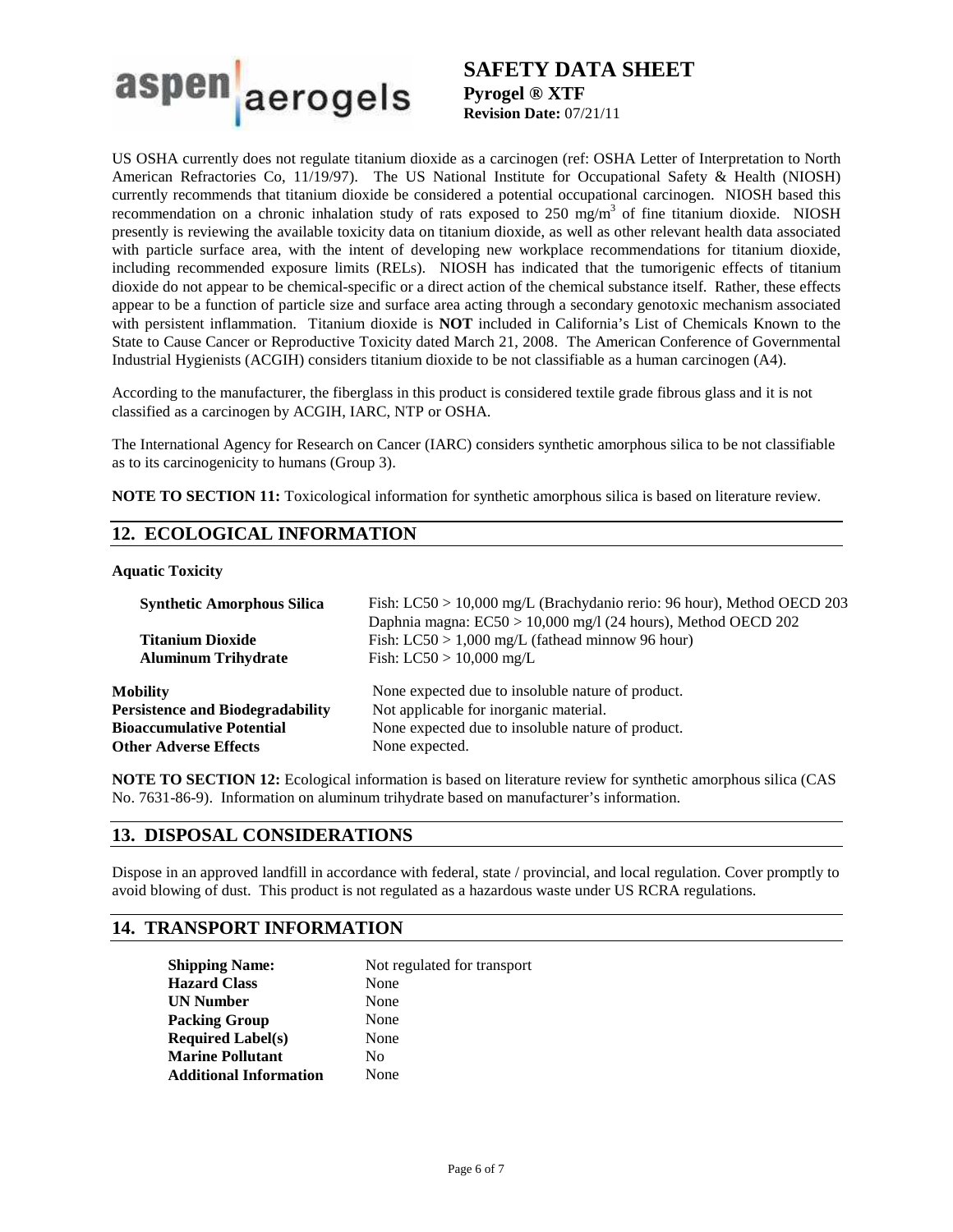US OSHA currently does not regulate titanium dioxide as a carcinogen (ref: OSHA Letter of Interpretation to North American Refractories Co, 11/19/97). The US National Institute for Occupational Safety & Health (NIOSH) currently recommends that titanium dioxide be considered a potential occupational carcinogen. NIOSH based this recommendation on a chronic inhalation study of rats exposed to 250 $mg/m^3$ of fine titanium dioxide. NIOSH presently is reviewing the available toxicity data on titanium dioxide, as well as other relevant health data associated with particle surface area, with the intent of developing new workplace recommendations for titanium dioxide, including recommended exposure limits (RELs). NIOSH has indicated that the tumorigenic effects of titanium dioxide do not appear to be chemical-specific or a direct action of the chemical substance itself. Rather, these effects appear to be a function of particle size and surface area acting through a secondary genotoxic mechanism associated with persistent inflammation. Titanium dioxide is **NOT** included in California's List of Chemicals Known to the State to Cause Cancer or Reproductive Toxicity dated March 21, 2008. The American Conference of Governmental Industrial Hygienists (ACGIH) considers titanium dioxide to be not classifiable as a human carcinogen (A4).

According to the manufacturer, the fiberglass in this product is considered textile grade fibrous glass and it is not classified as a carcinogen by ACGIH, IARC, NTP or OSHA.

The International Agency for Research on Cancer (IARC) considers synthetic amorphous silica to be not classifiable as to its carcinogenicity to humans (Group 3).

**NOTE TO SECTION 11:** Toxicological information for synthetic amorphous silica is based on literature review.

## 12. ECOLOGICAL INFORMATION

**Aquatic Toxicity**

| | |
|---|---|
| **Synthetic Amorphous Silica** | Fish: LC50 > 10,000 mg/L (Brachydanio rerio: 96 hour), Method OECD 203<br>Daphnia magna: EC50 > 10,000 mg/l (24 hours), Method OECD 202 |
| **Titanium Dioxide** | Fish: LC50 > 1,000 mg/L (fathead minnow 96 hour) |
| **Aluminum Trihydrate** | Fish: LC50 > 10,000 mg/L |

| | |
|---|---|
| **Mobility** | None expected due to insoluble nature of product. |
| **Persistence and Biodegradability** | Not applicable for inorganic material. |
| **Bioaccumulative Potential** | None expected due to insoluble nature of product. |
| **Other Adverse Effects** | None expected. |

**NOTE TO SECTION 12:** Ecological information is based on literature review for synthetic amorphous silica (CAS No. 7631-86-9). Information on aluminum trihydrate based on manufacturer's information.

## 13. DISPOSAL CONSIDERATIONS

Dispose in an approved landfill in accordance with federal, state / provincial, and local regulation. Cover promptly to avoid blowing of dust. This product is not regulated as a hazardous waste under US RCRA regulations.

## 14. TRANSPORT INFORMATION

| | |
|---|---|
| **Shipping Name:** | Not regulated for transport |
| **Hazard Class** | None |
| **UN Number** | None |
| **Packing Group** | None |
| **Required Label(s)** | None |
| **Marine Pollutant** | No |
| **Additional Information** | None |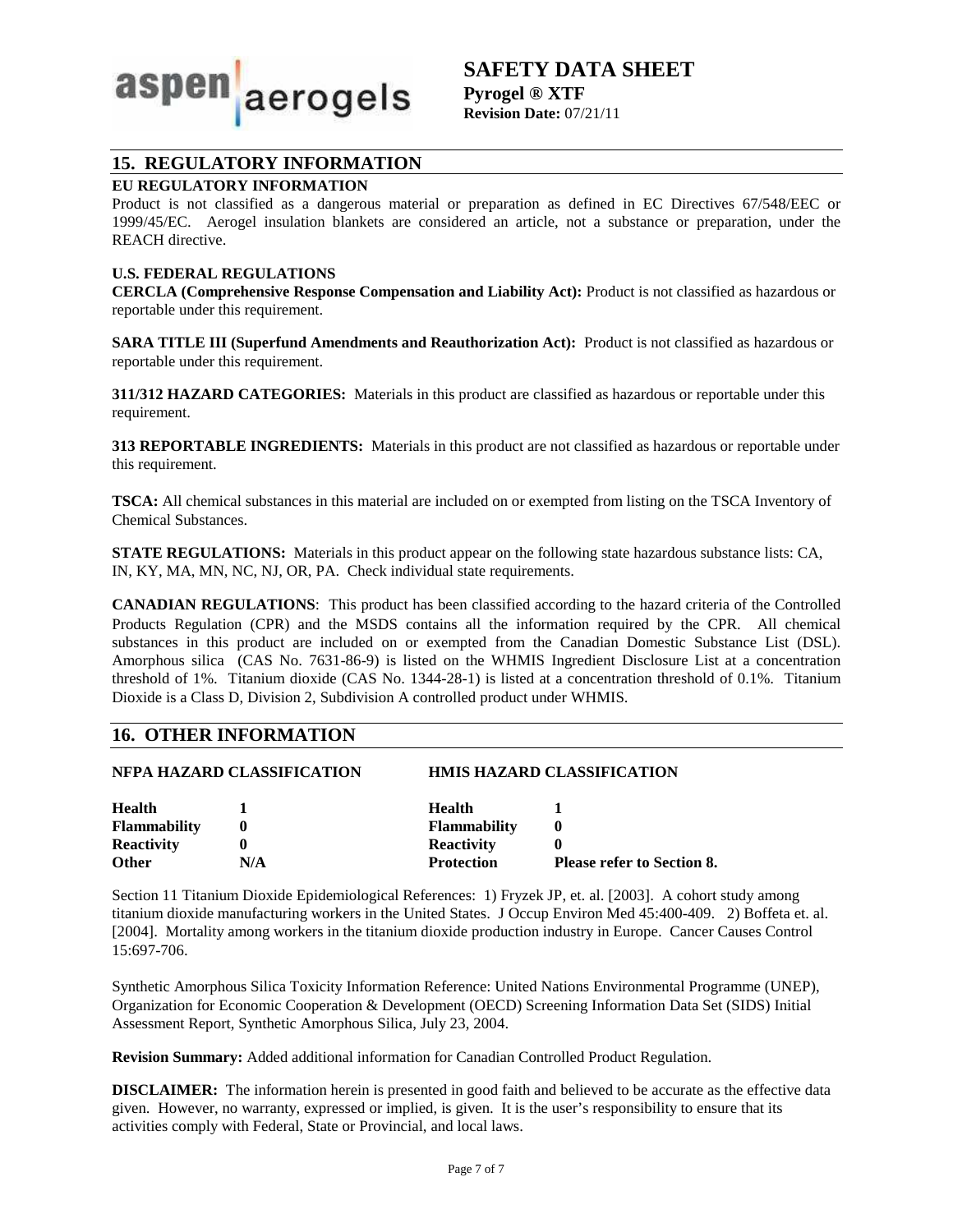## 15. REGULATORY INFORMATION

**EU REGULATORY INFORMATION**

Product is not classified as a dangerous material or preparation as defined in EC Directives 67/548/EEC or 1999/45/EC. Aerogel insulation blankets are considered an article, not a substance or preparation, under the REACH directive.

**U.S. FEDERAL REGULATIONS**

**CERCLA (Comprehensive Response Compensation and Liability Act):** Product is not classified as hazardous or reportable under this requirement.

**SARA TITLE III (Superfund Amendments and Reauthorization Act):** Product is not classified as hazardous or reportable under this requirement.

**311/312 HAZARD CATEGORIES:** Materials in this product are classified as hazardous or reportable under this requirement.

**313 REPORTABLE INGREDIENTS:** Materials in this product are not classified as hazardous or reportable under this requirement.

**TSCA:** All chemical substances in this material are included on or exempted from listing on the TSCA Inventory of Chemical Substances.

**STATE REGULATIONS:** Materials in this product appear on the following state hazardous substance lists: CA, IN, KY, MA, MN, NC, NJ, OR, PA. Check individual state requirements.

**CANADIAN REGULATIONS**: This product has been classified according to the hazard criteria of the Controlled Products Regulation (CPR) and the MSDS contains all the information required by the CPR. All chemical substances in this product are included on or exempted from the Canadian Domestic Substance List (DSL). Amorphous silica (CAS No. 7631-86-9) is listed on the WHMIS Ingredient Disclosure List at a concentration threshold of 1%. Titanium dioxide (CAS No. 1344-28-1) is listed at a concentration threshold of 0.1%. Titanium Dioxide is a Class D, Division 2, Subdivision A controlled product under WHMIS.

## 16. OTHER INFORMATION

| NFPA HAZARD CLASSIFICATION | | HMIS HAZARD CLASSIFICATION | |
|---|---|---|---|
| **Health** | **1** | **Health** | **1** |
| **Flammability** | **0** | **Flammability** | **0** |
| **Reactivity** | **0** | **Reactivity** | **0** |
| **Other** | **N/A** | **Protection** | **Please refer to Section 8.** |

Section 11 Titanium Dioxide Epidemiological References: 1) Fryzek JP, et. al. [2003]. A cohort study among titanium dioxide manufacturing workers in the United States. J Occup Environ Med 45:400-409. 2) Boffeta et. al. [2004]. Mortality among workers in the titanium dioxide production industry in Europe. Cancer Causes Control 15:697-706.

Synthetic Amorphous Silica Toxicity Information Reference: United Nations Environmental Programme (UNEP), Organization for Economic Cooperation & Development (OECD) Screening Information Data Set (SIDS) Initial Assessment Report, Synthetic Amorphous Silica, July 23, 2004.

**Revision Summary:** Added additional information for Canadian Controlled Product Regulation.

**DISCLAIMER:** The information herein is presented in good faith and believed to be accurate as the effective data given. However, no warranty, expressed or implied, is given. It is the user's responsibility to ensure that its activities comply with Federal, State or Provincial, and local laws.